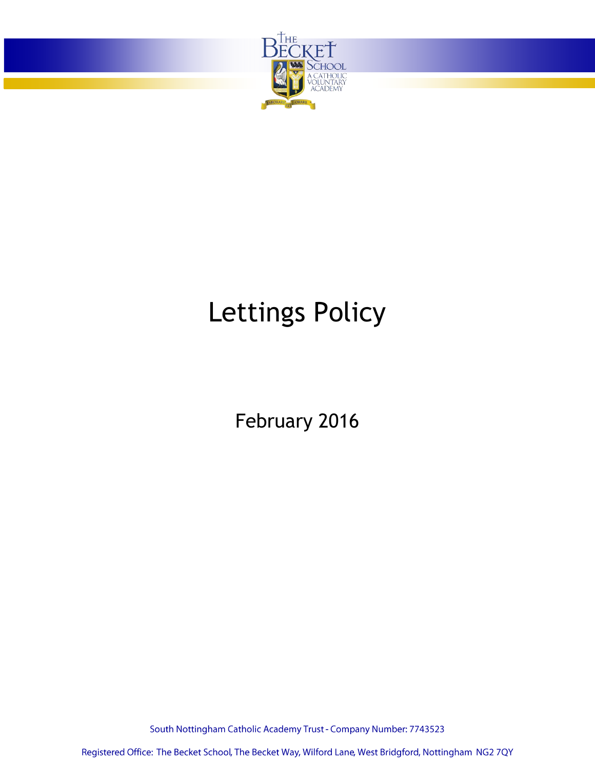# Lettings Policy

February 2016

South Nottingham Catholic Academy Trust - Company Number: 7743523

Registered Office: The Becket School, The Becket Way, Wilford Lane, West Bridgford, Nottingham NG2 7QY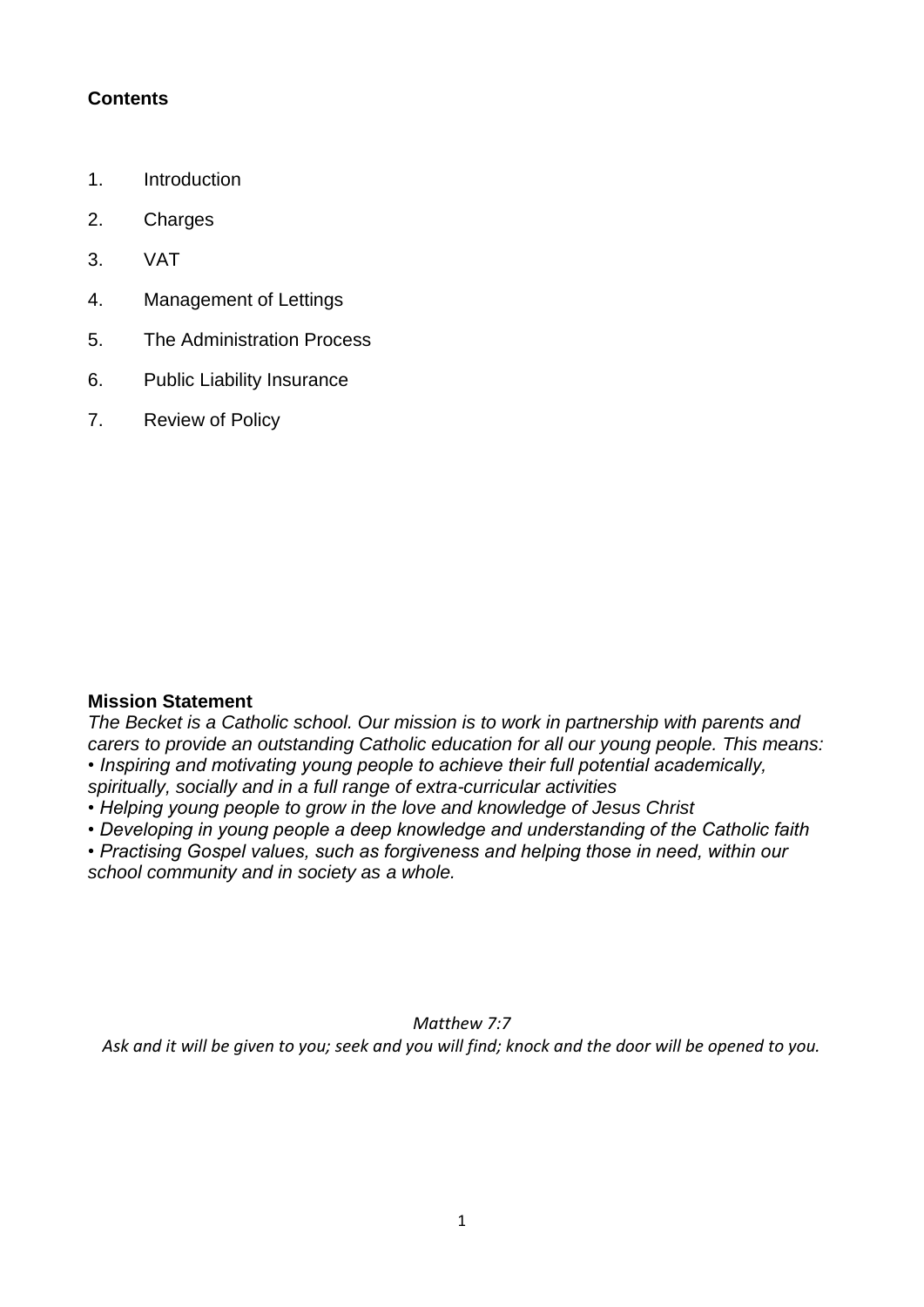**Contents**

1. Introduction
2. Charges
3. VAT
4. Management of Lettings
5. The Administration Process
6. Public Liability Insurance
7. Review of Policy

**Mission Statement**

*The Becket is a Catholic school. Our mission is to work in partnership with parents and carers to provide an outstanding Catholic education for all our young people. This means:*

- *Inspiring and motivating young people to achieve their full potential academically, spiritually, socially and in a full range of extra-curricular activities*
- *Helping young people to grow in the love and knowledge of Jesus Christ*
- *Developing in young people a deep knowledge and understanding of the Catholic faith*
- *Practising Gospel values, such as forgiveness and helping those in need, within our school community and in society as a whole.*

*Matthew 7:7*

*Ask and it will be given to you; seek and you will find; knock and the door will be opened to you.*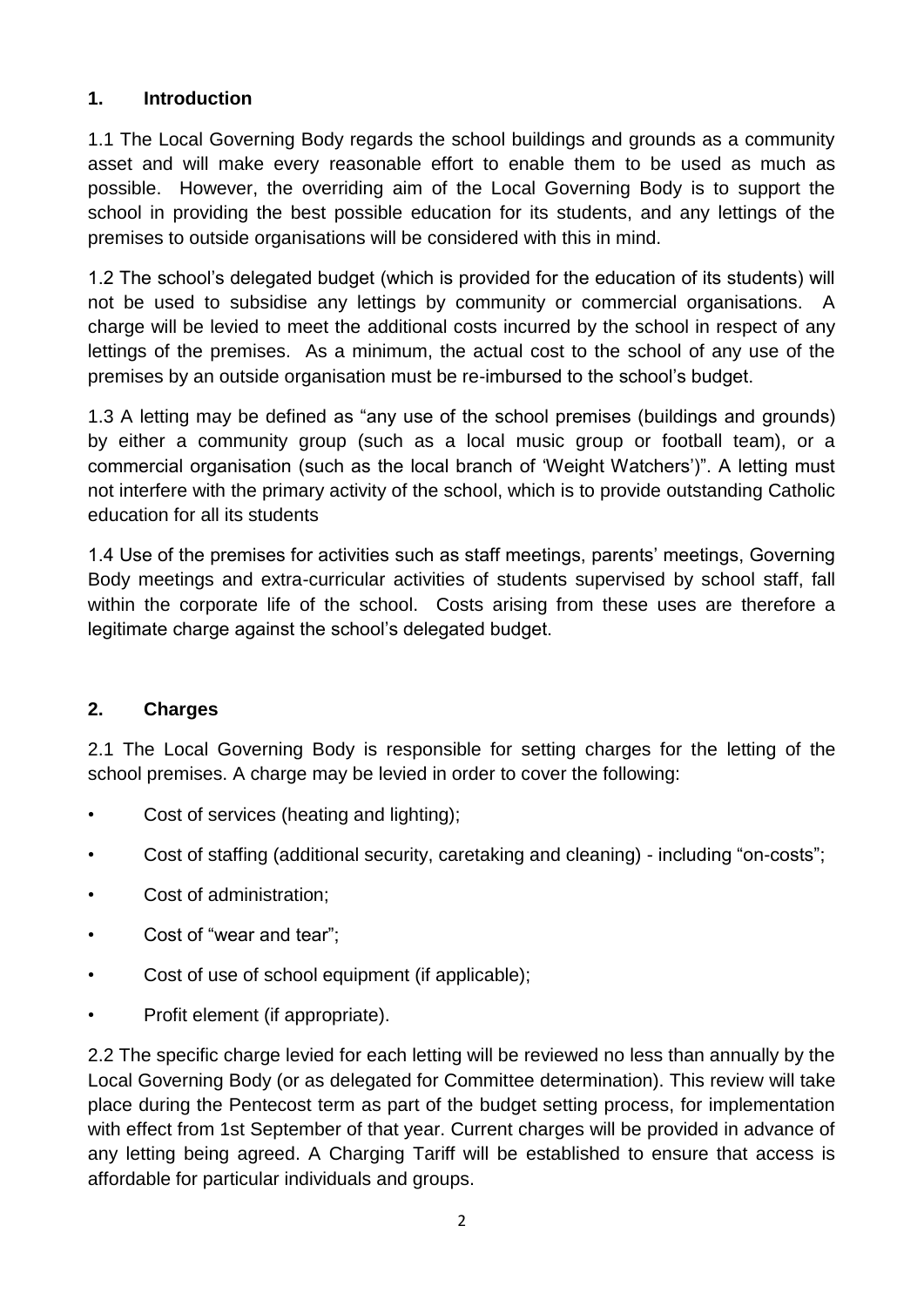## 1. Introduction

1.1 The Local Governing Body regards the school buildings and grounds as a community asset and will make every reasonable effort to enable them to be used as much as possible. However, the overriding aim of the Local Governing Body is to support the school in providing the best possible education for its students, and any lettings of the premises to outside organisations will be considered with this in mind.

1.2 The school's delegated budget (which is provided for the education of its students) will not be used to subsidise any lettings by community or commercial organisations. A charge will be levied to meet the additional costs incurred by the school in respect of any lettings of the premises. As a minimum, the actual cost to the school of any use of the premises by an outside organisation must be re-imbursed to the school's budget.

1.3 A letting may be defined as "any use of the school premises (buildings and grounds) by either a community group (such as a local music group or football team), or a commercial organisation (such as the local branch of 'Weight Watchers')". A letting must not interfere with the primary activity of the school, which is to provide outstanding Catholic education for all its students

1.4 Use of the premises for activities such as staff meetings, parents' meetings, Governing Body meetings and extra-curricular activities of students supervised by school staff, fall within the corporate life of the school. Costs arising from these uses are therefore a legitimate charge against the school's delegated budget.

## 2. Charges

2.1 The Local Governing Body is responsible for setting charges for the letting of the school premises. A charge may be levied in order to cover the following:

- Cost of services (heating and lighting);
- Cost of staffing (additional security, caretaking and cleaning) - including "on-costs";
- Cost of administration;
- Cost of "wear and tear";
- Cost of use of school equipment (if applicable);
- Profit element (if appropriate).

2.2 The specific charge levied for each letting will be reviewed no less than annually by the Local Governing Body (or as delegated for Committee determination). This review will take place during the Pentecost term as part of the budget setting process, for implementation with effect from 1st September of that year. Current charges will be provided in advance of any letting being agreed. A Charging Tariff will be established to ensure that access is affordable for particular individuals and groups.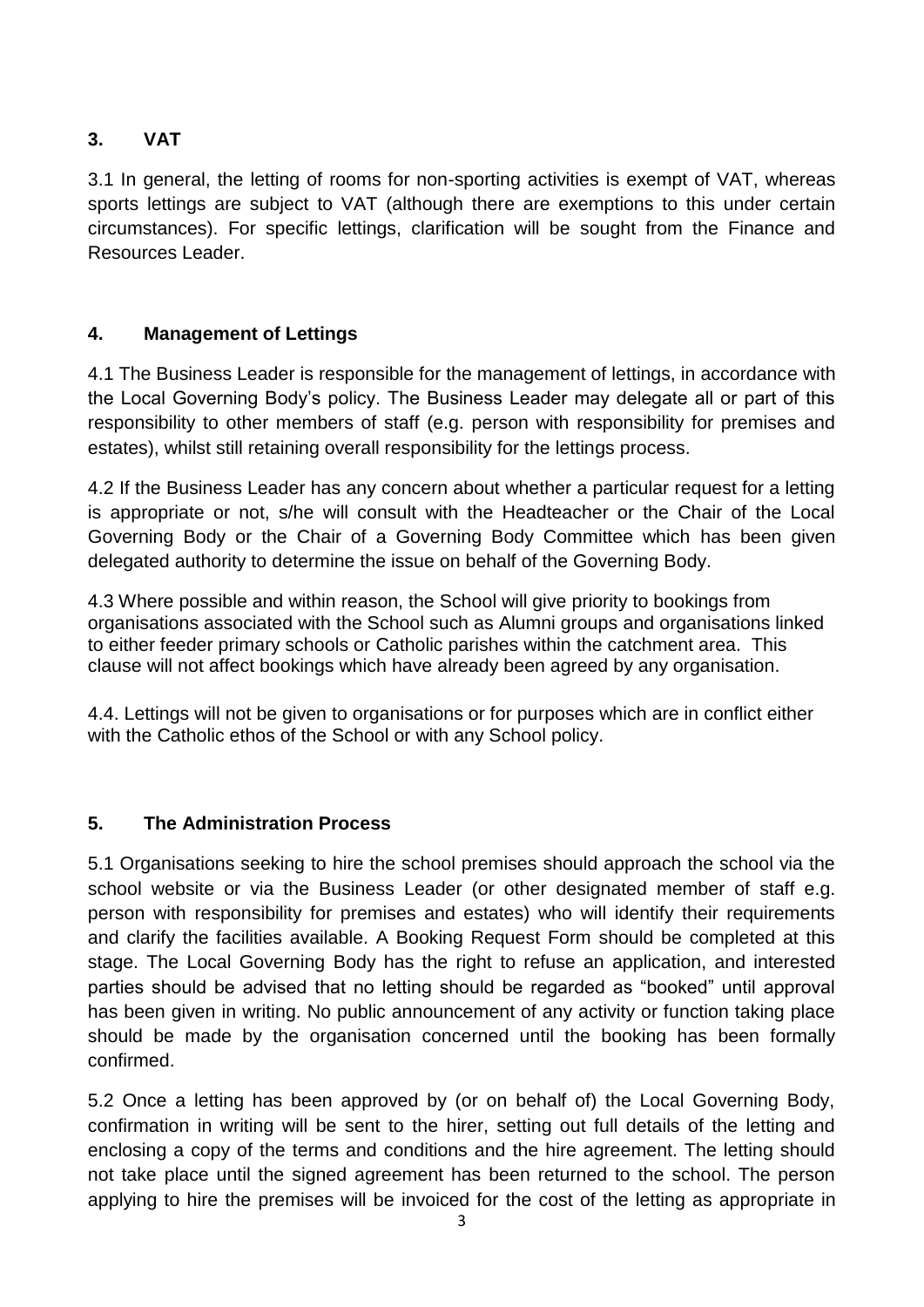## 3. VAT

3.1 In general, the letting of rooms for non-sporting activities is exempt of VAT, whereas sports lettings are subject to VAT (although there are exemptions to this under certain circumstances). For specific lettings, clarification will be sought from the Finance and Resources Leader.

## 4. Management of Lettings

4.1 The Business Leader is responsible for the management of lettings, in accordance with the Local Governing Body's policy. The Business Leader may delegate all or part of this responsibility to other members of staff (e.g. person with responsibility for premises and estates), whilst still retaining overall responsibility for the lettings process.

4.2 If the Business Leader has any concern about whether a particular request for a letting is appropriate or not, s/he will consult with the Headteacher or the Chair of the Local Governing Body or the Chair of a Governing Body Committee which has been given delegated authority to determine the issue on behalf of the Governing Body.

4.3 Where possible and within reason, the School will give priority to bookings from organisations associated with the School such as Alumni groups and organisations linked to either feeder primary schools or Catholic parishes within the catchment area. This clause will not affect bookings which have already been agreed by any organisation.

4.4. Lettings will not be given to organisations or for purposes which are in conflict either with the Catholic ethos of the School or with any School policy.

## 5. The Administration Process

5.1 Organisations seeking to hire the school premises should approach the school via the school website or via the Business Leader (or other designated member of staff e.g. person with responsibility for premises and estates) who will identify their requirements and clarify the facilities available. A Booking Request Form should be completed at this stage. The Local Governing Body has the right to refuse an application, and interested parties should be advised that no letting should be regarded as "booked" until approval has been given in writing. No public announcement of any activity or function taking place should be made by the organisation concerned until the booking has been formally confirmed.

5.2 Once a letting has been approved by (or on behalf of) the Local Governing Body, confirmation in writing will be sent to the hirer, setting out full details of the letting and enclosing a copy of the terms and conditions and the hire agreement. The letting should not take place until the signed agreement has been returned to the school. The person applying to hire the premises will be invoiced for the cost of the letting as appropriate in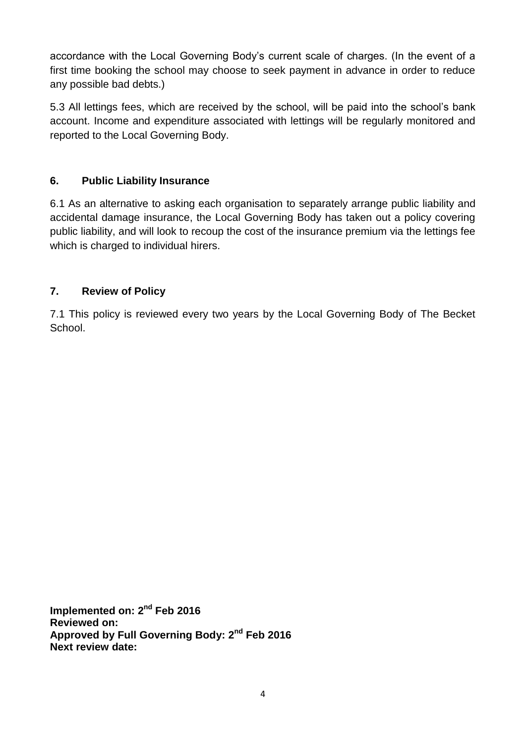accordance with the Local Governing Body's current scale of charges. (In the event of a first time booking the school may choose to seek payment in advance in order to reduce any possible bad debts.)

5.3 All lettings fees, which are received by the school, will be paid into the school's bank account. Income and expenditure associated with lettings will be regularly monitored and reported to the Local Governing Body.

## 6. Public Liability Insurance

6.1 As an alternative to asking each organisation to separately arrange public liability and accidental damage insurance, the Local Governing Body has taken out a policy covering public liability, and will look to recoup the cost of the insurance premium via the lettings fee which is charged to individual hirers.

## 7. Review of Policy

7.1 This policy is reviewed every two years by the Local Governing Body of The Becket School.

**Implemented on: 2nd Feb 2016**
**Reviewed on:**
**Approved by Full Governing Body: 2nd Feb 2016**
**Next review date:**